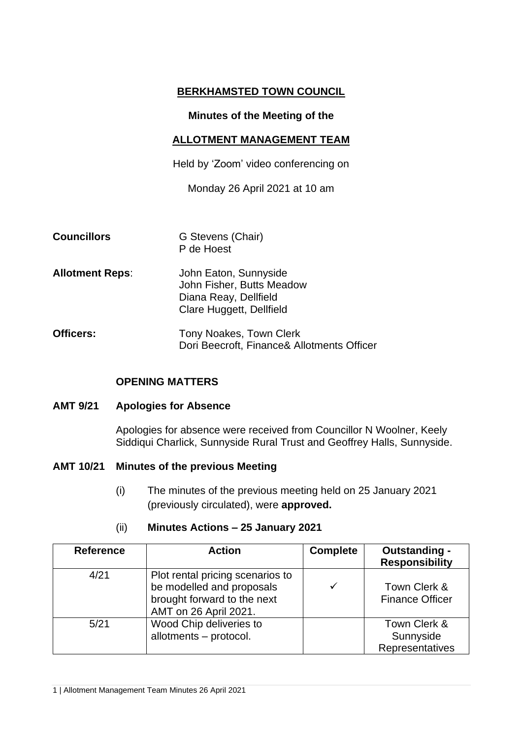# BERKHAMSTED TOWN COUNCIL

**Minutes of the Meeting of the**

## ALLOTMENT MANAGEMENT TEAM

Held by 'Zoom' video conferencing on

Monday 26 April 2021 at 10 am

**Councillors**
G Stevens (Chair)
P de Hoest

**Allotment Reps**:
John Eaton, Sunnyside
John Fisher, Butts Meadow
Diana Reay, Dellfield
Clare Huggett, Dellfield

**Officers:**
Tony Noakes, Town Clerk
Dori Beecroft, Finance& Allotments Officer

### OPENING MATTERS

**AMT 9/21 Apologies for Absence**

Apologies for absence were received from Councillor N Woolner, Keely Siddiqui Charlick, Sunnyside Rural Trust and Geoffrey Halls, Sunnyside.

**AMT 10/21 Minutes of the previous Meeting**

(i) The minutes of the previous meeting held on 25 January 2021 (previously circulated), were **approved.**

(ii) **Minutes Actions – 25 January 2021**

| Reference | Action | Complete | Outstanding - Responsibility |
|---|---|---|---|
| 4/21 | Plot rental pricing scenarios to be modelled and proposals brought forward to the next AMT on 26 April 2021. | ✓ | Town Clerk & Finance Officer |
| 5/21 | Wood Chip deliveries to allotments – protocol. | | Town Clerk & Sunnyside Representatives |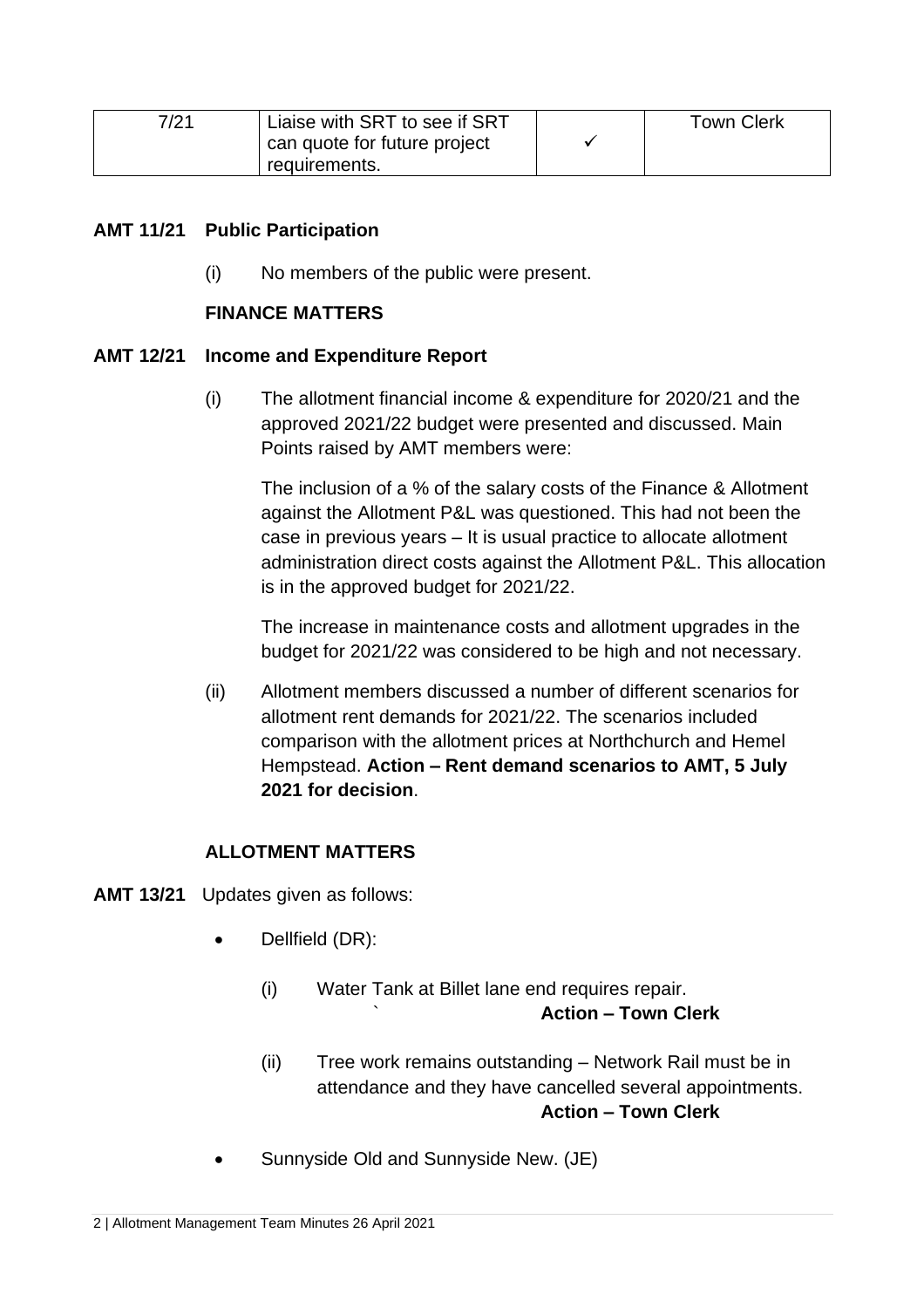| 7/21 | Liaise with SRT to see if SRT can quote for future project requirements. | ✓ | Town Clerk |
|---|---|---|---|

**AMT 11/21 Public Participation**

(i) No members of the public were present.

**FINANCE MATTERS**

**AMT 12/21 Income and Expenditure Report**

(i) The allotment financial income & expenditure for 2020/21 and the approved 2021/22 budget were presented and discussed. Main Points raised by AMT members were:

The inclusion of a % of the salary costs of the Finance & Allotment against the Allotment P&L was questioned. This had not been the case in previous years – It is usual practice to allocate allotment administration direct costs against the Allotment P&L. This allocation is in the approved budget for 2021/22.

The increase in maintenance costs and allotment upgrades in the budget for 2021/22 was considered to be high and not necessary.

(ii) Allotment members discussed a number of different scenarios for allotment rent demands for 2021/22. The scenarios included comparison with the allotment prices at Northchurch and Hemel Hempstead. **Action – Rent demand scenarios to AMT, 5 July 2021 for decision**.

**ALLOTMENT MATTERS**

**AMT 13/21** Updates given as follows:

- Dellfield (DR):

  (i) Water Tank at Billet lane end requires repair.
  ` **Action – Town Clerk**

  (ii) Tree work remains outstanding – Network Rail must be in attendance and they have cancelled several appointments.
  **Action – Town Clerk**

- Sunnyside Old and Sunnyside New. (JE)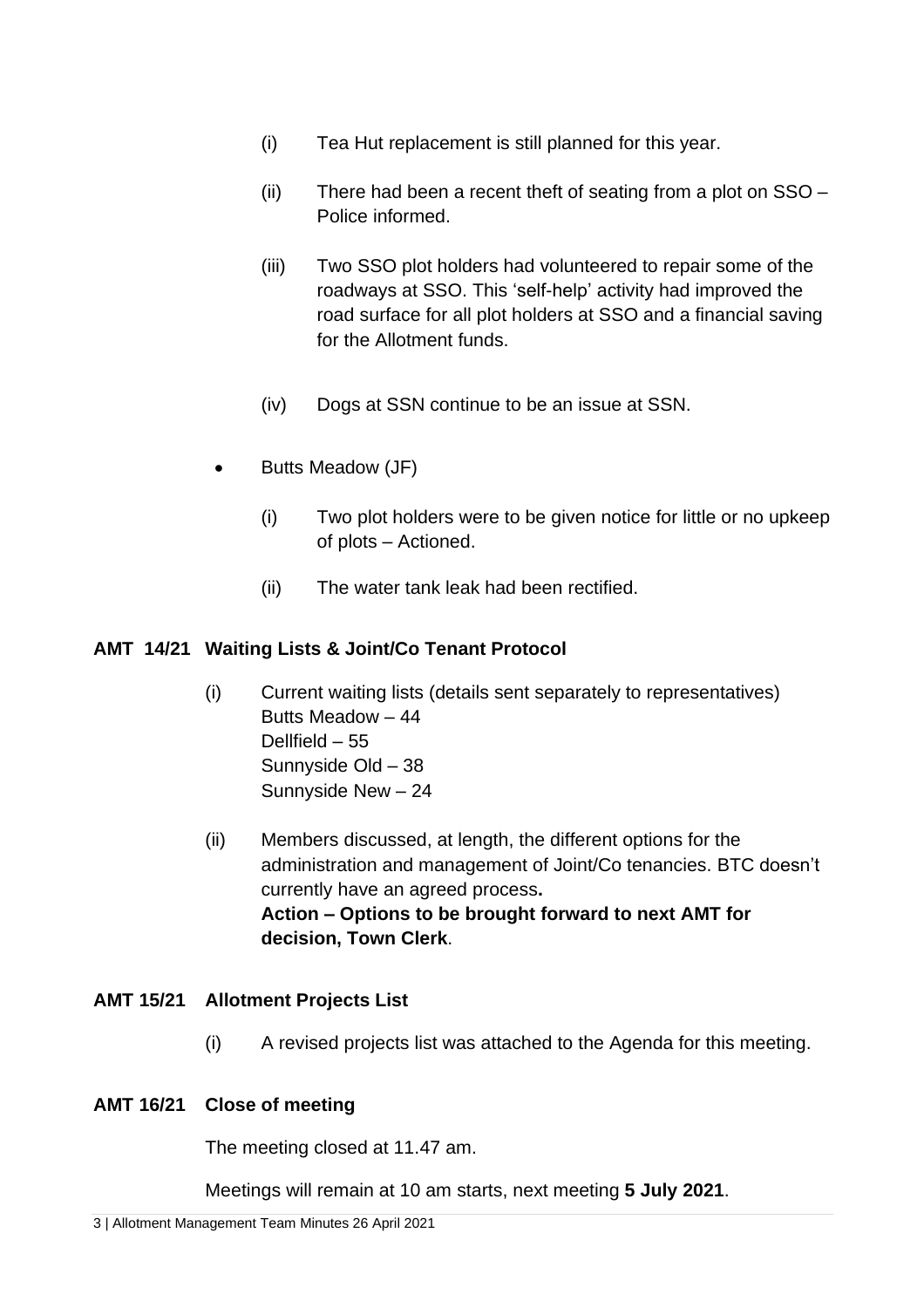(i) Tea Hut replacement is still planned for this year.

(ii) There had been a recent theft of seating from a plot on SSO – Police informed.

(iii) Two SSO plot holders had volunteered to repair some of the roadways at SSO. This 'self-help' activity had improved the road surface for all plot holders at SSO and a financial saving for the Allotment funds.

(iv) Dogs at SSN continue to be an issue at SSN.

- Butts Meadow (JF)

  (i) Two plot holders were to be given notice for little or no upkeep of plots – Actioned.

  (ii) The water tank leak had been rectified.

**AMT 14/21 Waiting Lists & Joint/Co Tenant Protocol**

(i) Current waiting lists (details sent separately to representatives)
Butts Meadow – 44
Dellfield – 55
Sunnyside Old – 38
Sunnyside New – 24

(ii) Members discussed, at length, the different options for the administration and management of Joint/Co tenancies. BTC doesn't currently have an agreed process.
**Action – Options to be brought forward to next AMT for decision, Town Clerk**.

**AMT 15/21 Allotment Projects List**

(i) A revised projects list was attached to the Agenda for this meeting.

**AMT 16/21 Close of meeting**

The meeting closed at 11.47 am.

Meetings will remain at 10 am starts, next meeting **5 July 2021**.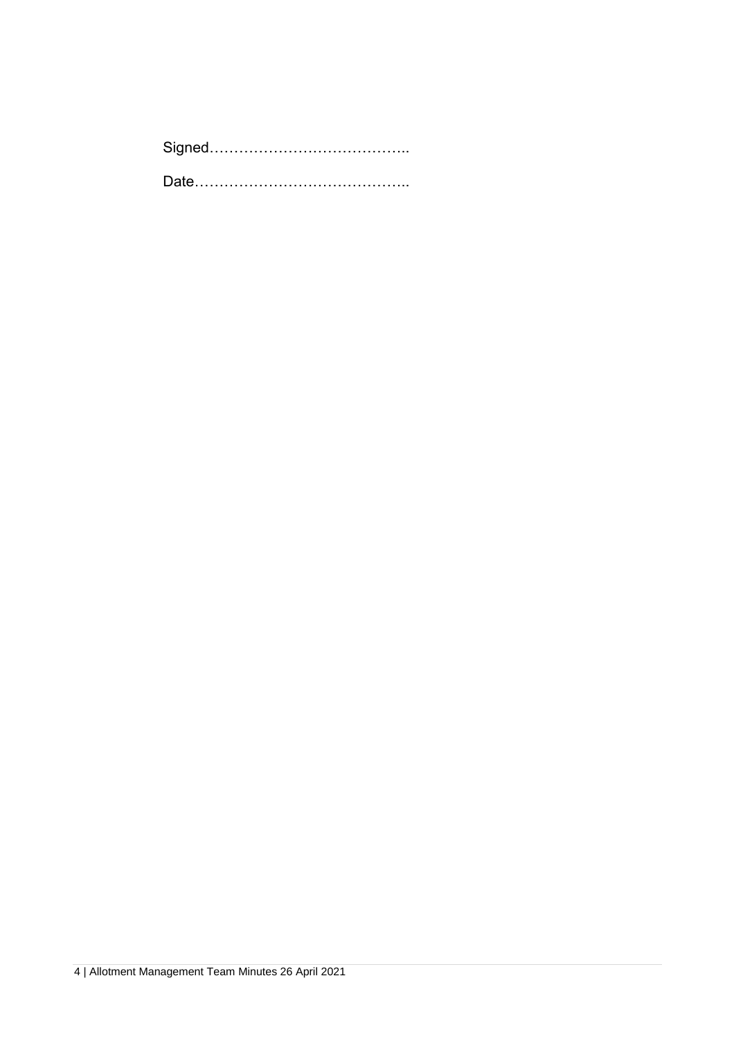Signed…………………….…………….

Date…………………….……………….